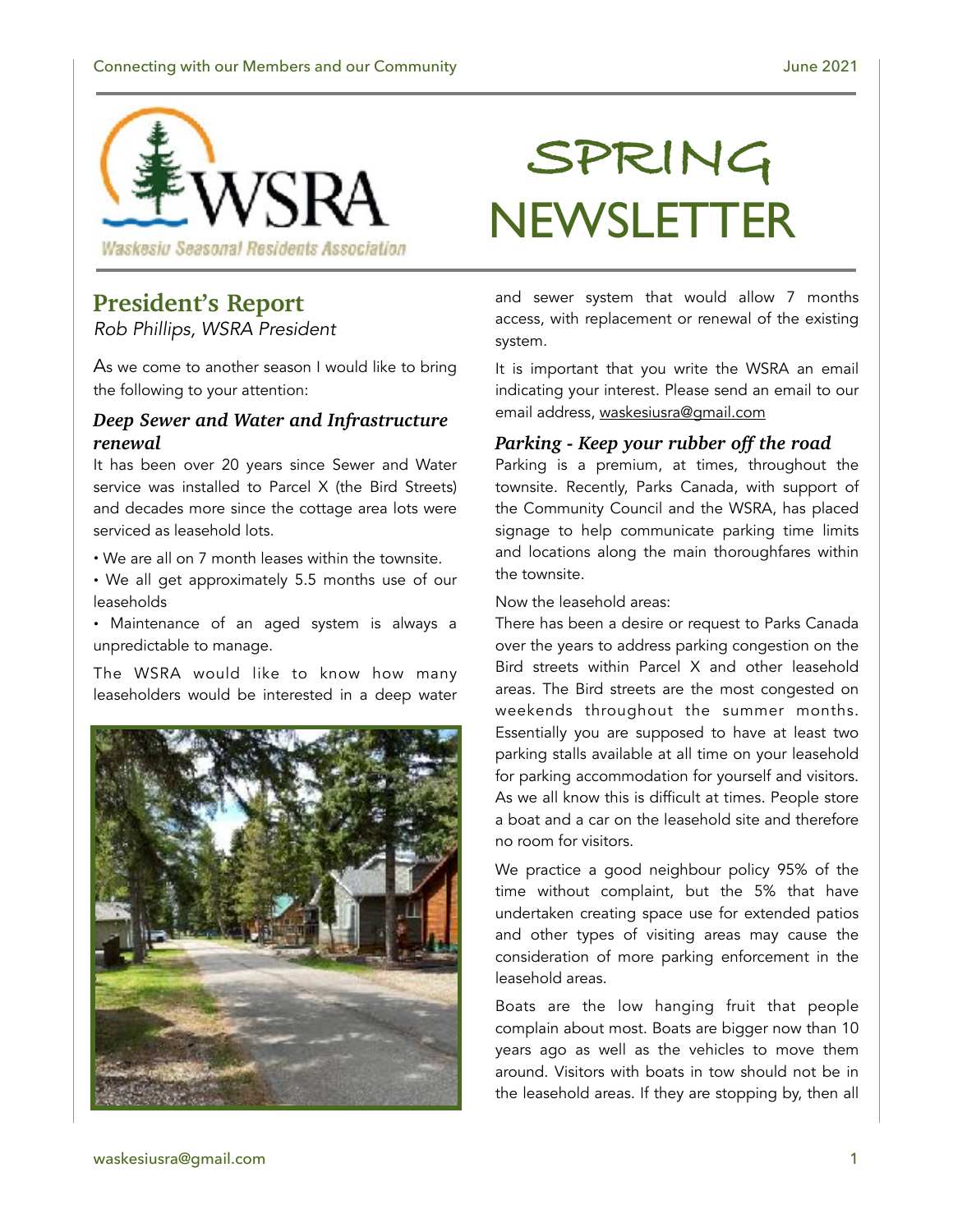# SPRING NEWSLETTER

Waskesiu Seasonal Residents Association

## President's Report

*Rob Phillips, WSRA President*

As we come to another season I would like to bring the following to your attention:

### *Deep Sewer and Water and Infrastructure renewal*

It has been over 20 years since Sewer and Water service was installed to Parcel X (the Bird Streets) and decades more since the cottage area lots were serviced as leasehold lots.

- We are all on 7 month leases within the townsite.
- We all get approximately 5.5 months use of our leaseholds
- Maintenance of an aged system is always a unpredictable to manage.

The WSRA would like to know how many leaseholders would be interested in a deep water and sewer system that would allow 7 months access, with replacement or renewal of the existing system.

It is important that you write the WSRA an email indicating your interest. Please send an email to our email address, waskesiusra@gmail.com

### *Parking - Keep your rubber off the road*

Parking is a premium, at times, throughout the townsite. Recently, Parks Canada, with support of the Community Council and the WSRA, has placed signage to help communicate parking time limits and locations along the main thoroughfares within the townsite.

Now the leasehold areas:

There has been a desire or request to Parks Canada over the years to address parking congestion on the Bird streets within Parcel X and other leasehold areas. The Bird streets are the most congested on weekends throughout the summer months. Essentially you are supposed to have at least two parking stalls available at all time on your leasehold for parking accommodation for yourself and visitors. As we all know this is difficult at times. People store a boat and a car on the leasehold site and therefore no room for visitors.

We practice a good neighbour policy 95% of the time without complaint, but the 5% that have undertaken creating space use for extended patios and other types of visiting areas may cause the consideration of more parking enforcement in the leasehold areas.

Boats are the low hanging fruit that people complain about most. Boats are bigger now than 10 years ago as well as the vehicles to move them around. Visitors with boats in tow should not be in the leasehold areas. If they are stopping by, then all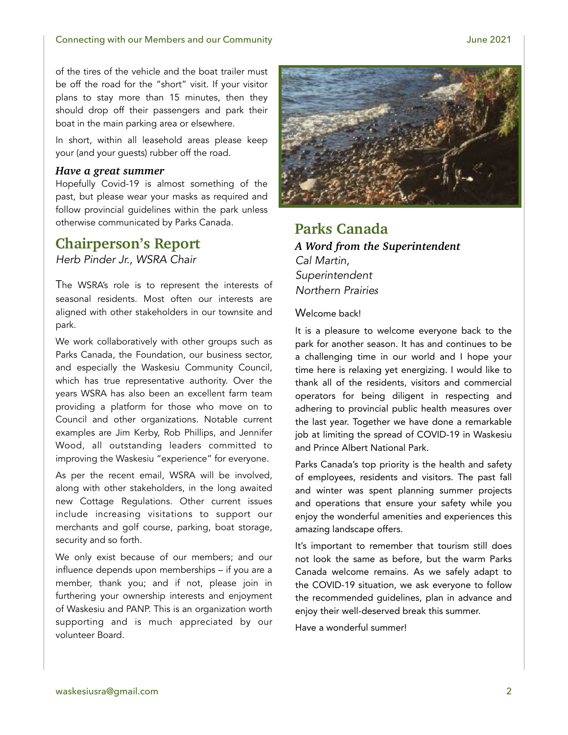of the tires of the vehicle and the boat trailer must be off the road for the "short" visit. If your visitor plans to stay more than 15 minutes, then they should drop off their passengers and park their boat in the main parking area or elsewhere.

In short, within all leasehold areas please keep your (and your guests) rubber off the road.

### *Have a great summer*

Hopefully Covid-19 is almost something of the past, but please wear your masks as required and follow provincial guidelines within the park unless otherwise communicated by Parks Canada.

## Chairperson's Report

*Herb Pinder Jr., WSRA Chair*

The WSRA's role is to represent the interests of seasonal residents. Most often our interests are aligned with other stakeholders in our townsite and park.

We work collaboratively with other groups such as Parks Canada, the Foundation, our business sector, and especially the Waskesiu Community Council, which has true representative authority. Over the years WSRA has also been an excellent farm team providing a platform for those who move on to Council and other organizations. Notable current examples are Jim Kerby, Rob Phillips, and Jennifer Wood, all outstanding leaders committed to improving the Waskesiu "experience" for everyone.

As per the recent email, WSRA will be involved, along with other stakeholders, in the long awaited new Cottage Regulations. Other current issues include increasing visitations to support our merchants and golf course, parking, boat storage, security and so forth.

We only exist because of our members; and our influence depends upon memberships – if you are a member, thank you; and if not, please join in furthering your ownership interests and enjoyment of Waskesiu and PANP. This is an organization worth supporting and is much appreciated by our volunteer Board.

## Parks Canada

### *A Word from the Superintendent*

*Cal Martin,*
*Superintendent*
*Northern Prairies*

Welcome back!

It is a pleasure to welcome everyone back to the park for another season. It has and continues to be a challenging time in our world and I hope your time here is relaxing yet energizing. I would like to thank all of the residents, visitors and commercial operators for being diligent in respecting and adhering to provincial public health measures over the last year. Together we have done a remarkable job at limiting the spread of COVID-19 in Waskesiu and Prince Albert National Park.

Parks Canada's top priority is the health and safety of employees, residents and visitors. The past fall and winter was spent planning summer projects and operations that ensure your safety while you enjoy the wonderful amenities and experiences this amazing landscape offers.

It's important to remember that tourism still does not look the same as before, but the warm Parks Canada welcome remains. As we safely adapt to the COVID-19 situation, we ask everyone to follow the recommended guidelines, plan in advance and enjoy their well-deserved break this summer.

Have a wonderful summer!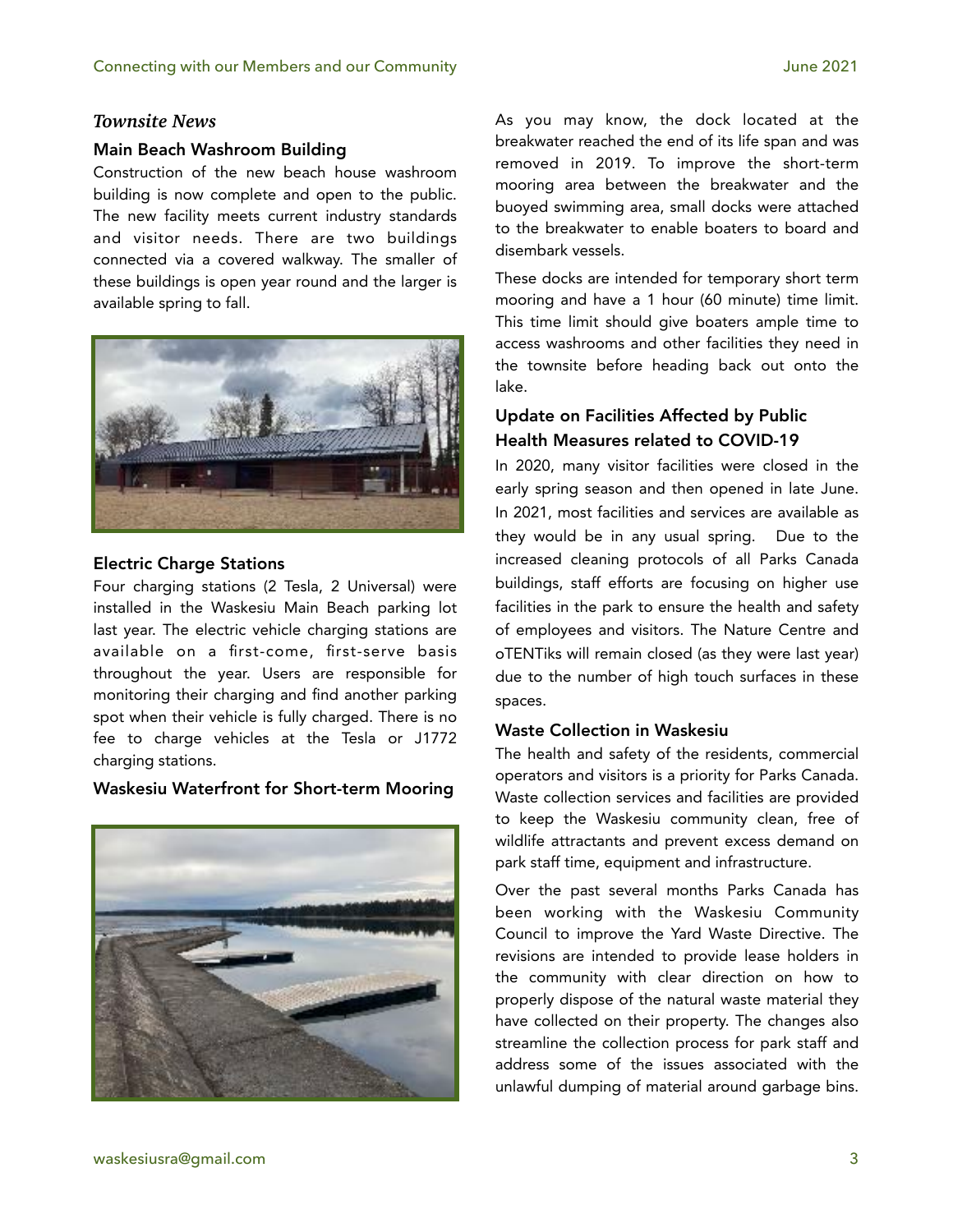## *Townsite News*

### Main Beach Washroom Building

Construction of the new beach house washroom building is now complete and open to the public. The new facility meets current industry standards and visitor needs. There are two buildings connected via a covered walkway. The smaller of these buildings is open year round and the larger is available spring to fall.

### Electric Charge Stations

Four charging stations (2 Tesla, 2 Universal) were installed in the Waskesiu Main Beach parking lot last year. The electric vehicle charging stations are available on a first-come, first-serve basis throughout the year. Users are responsible for monitoring their charging and find another parking spot when their vehicle is fully charged. There is no fee to charge vehicles at the Tesla or J1772 charging stations.

### Waskesiu Waterfront for Short-term Mooring

As you may know, the dock located at the breakwater reached the end of its life span and was removed in 2019. To improve the short-term mooring area between the breakwater and the buoyed swimming area, small docks were attached to the breakwater to enable boaters to board and disembark vessels.

These docks are intended for temporary short term mooring and have a 1 hour (60 minute) time limit. This time limit should give boaters ample time to access washrooms and other facilities they need in the townsite before heading back out onto the lake.

### Update on Facilities Affected by Public Health Measures related to COVID-19

In 2020, many visitor facilities were closed in the early spring season and then opened in late June. In 2021, most facilities and services are available as they would be in any usual spring. Due to the increased cleaning protocols of all Parks Canada buildings, staff efforts are focusing on higher use facilities in the park to ensure the health and safety of employees and visitors. The Nature Centre and oTENTiks will remain closed (as they were last year) due to the number of high touch surfaces in these spaces.

### Waste Collection in Waskesiu

The health and safety of the residents, commercial operators and visitors is a priority for Parks Canada. Waste collection services and facilities are provided to keep the Waskesiu community clean, free of wildlife attractants and prevent excess demand on park staff time, equipment and infrastructure.

Over the past several months Parks Canada has been working with the Waskesiu Community Council to improve the Yard Waste Directive. The revisions are intended to provide lease holders in the community with clear direction on how to properly dispose of the natural waste material they have collected on their property. The changes also streamline the collection process for park staff and address some of the issues associated with the unlawful dumping of material around garbage bins.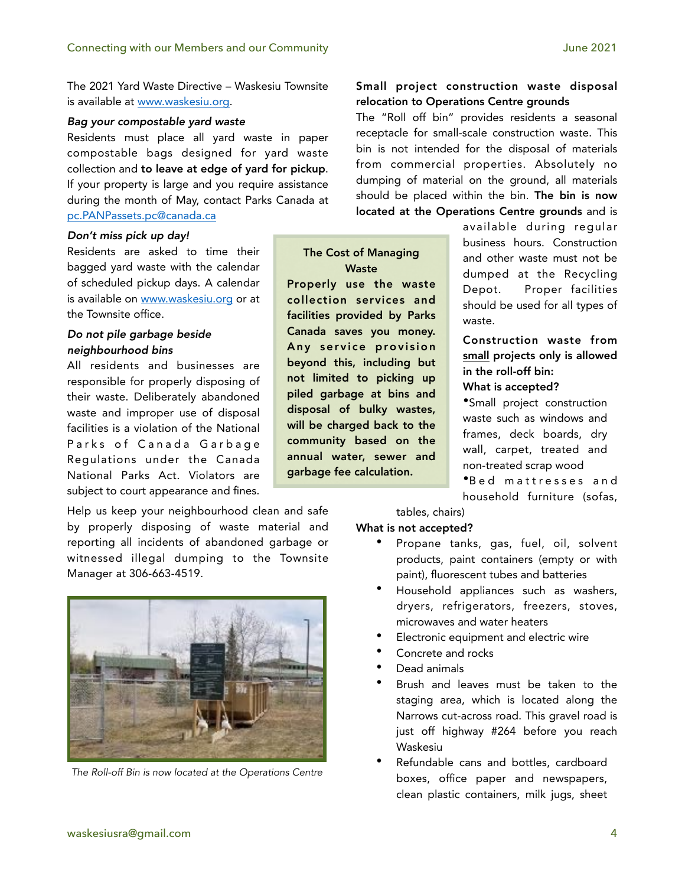The 2021 Yard Waste Directive – Waskesiu Townsite is available at www.waskesiu.org.

***Bag your compostable yard waste***

Residents must place all yard waste in paper compostable bags designed for yard waste collection and **to leave at edge of yard for pickup**. If your property is large and you require assistance during the month of May, contact Parks Canada at pc.PANPassets.pc@canada.ca

***Don't miss pick up day!***

Residents are asked to time their bagged yard waste with the calendar of scheduled pickup days. A calendar is available on www.waskesiu.org or at the Townsite office.

***Do not pile garbage beside neighbourhood bins***

All residents and businesses are responsible for properly disposing of their waste. Deliberately abandoned waste and improper use of disposal facilities is a violation of the National Parks of Canada Garbage Regulations under the Canada National Parks Act. Violators are subject to court appearance and fines.

**The Cost of Managing Waste**

**Properly use the waste collection services and facilities provided by Parks Canada saves you money. Any service provision beyond this, including but not limited to picking up piled garbage at bins and disposal of bulky wastes, will be charged back to the community based on the annual water, sewer and garbage fee calculation.**

Help us keep your neighbourhood clean and safe by properly disposing of waste material and reporting all incidents of abandoned garbage or witnessed illegal dumping to the Townsite Manager at 306-663-4519.

*The Roll-off Bin is now located at the Operations Centre*

**Small project construction waste disposal relocation to Operations Centre grounds**

The "Roll off bin" provides residents a seasonal receptacle for small-scale construction waste. This bin is not intended for the disposal of materials from commercial properties. Absolutely no dumping of material on the ground, all materials should be placed within the bin. **The bin is now located at the Operations Centre grounds** and is available during regular business hours. Construction and other waste must not be dumped at the Recycling Depot. Proper facilities should be used for all types of waste.

**Construction waste from <u>small</u> projects only is allowed in the roll-off bin:**

**What is accepted?**

- Small project construction waste such as windows and frames, deck boards, dry wall, carpet, treated and non-treated scrap wood
- Bed mattresses and household furniture (sofas, tables, chairs)

**What is not accepted?**

- Propane tanks, gas, fuel, oil, solvent products, paint containers (empty or with paint), fluorescent tubes and batteries
- Household appliances such as washers, dryers, refrigerators, freezers, stoves, microwaves and water heaters
- Electronic equipment and electric wire
- Concrete and rocks
- Dead animals
- Brush and leaves must be taken to the staging area, which is located along the Narrows cut-across road. This gravel road is just off highway #264 before you reach Waskesiu
- Refundable cans and bottles, cardboard boxes, office paper and newspapers, clean plastic containers, milk jugs, sheet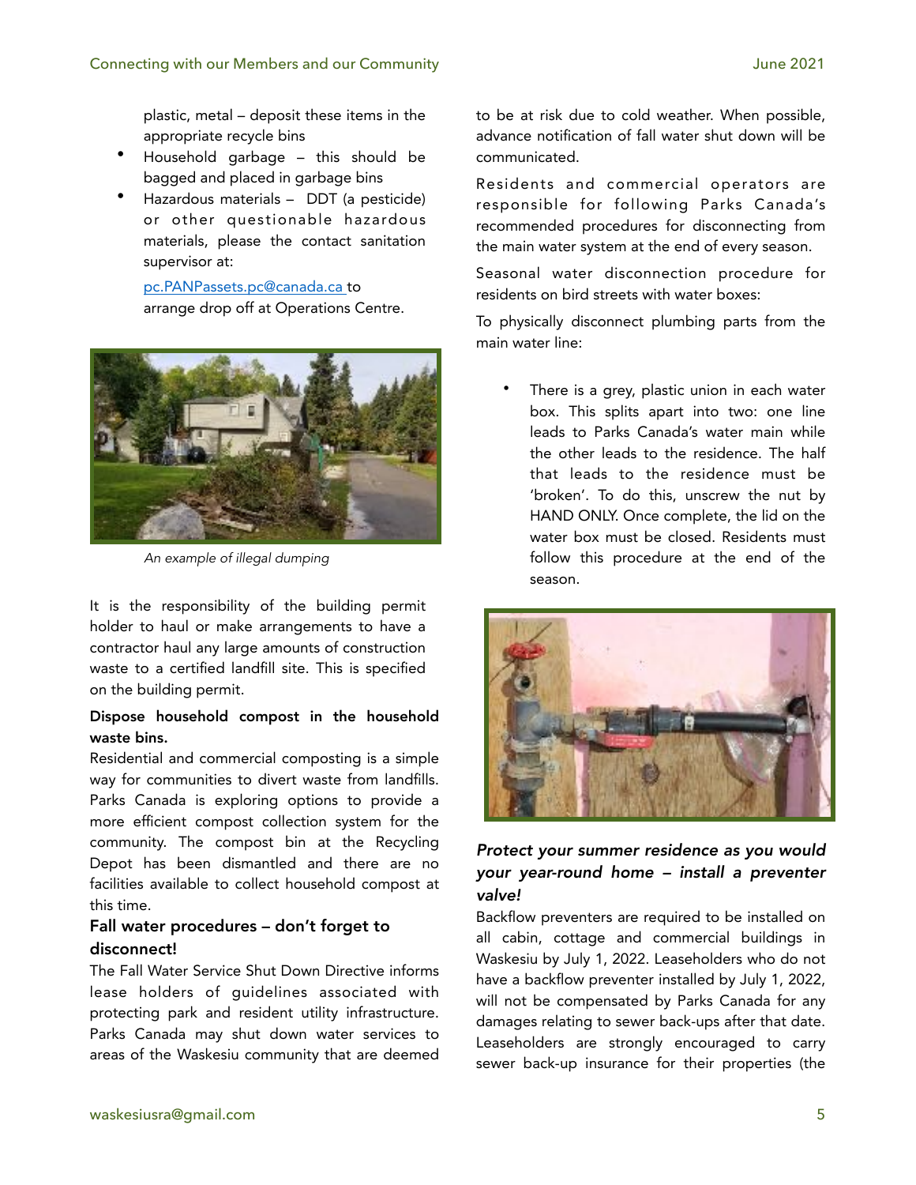plastic, metal – deposit these items in the appropriate recycle bins

- Household garbage – this should be bagged and placed in garbage bins
- Hazardous materials – DDT (a pesticide) or other questionable hazardous materials, please the contact sanitation supervisor at:

  pc.PANPassets.pc@canada.ca to arrange drop off at Operations Centre.

*An example of illegal dumping*

It is the responsibility of the building permit holder to haul or make arrangements to have a contractor haul any large amounts of construction waste to a certified landfill site. This is specified on the building permit.

**Dispose household compost in the household waste bins.**

Residential and commercial composting is a simple way for communities to divert waste from landfills. Parks Canada is exploring options to provide a more efficient compost collection system for the community. The compost bin at the Recycling Depot has been dismantled and there are no facilities available to collect household compost at this time.

### Fall water procedures – don't forget to disconnect!

The Fall Water Service Shut Down Directive informs lease holders of guidelines associated with protecting park and resident utility infrastructure. Parks Canada may shut down water services to areas of the Waskesiu community that are deemed to be at risk due to cold weather. When possible, advance notification of fall water shut down will be communicated.

Residents and commercial operators are responsible for following Parks Canada's recommended procedures for disconnecting from the main water system at the end of every season.

Seasonal water disconnection procedure for residents on bird streets with water boxes:

To physically disconnect plumbing parts from the main water line:

- There is a grey, plastic union in each water box. This splits apart into two: one line leads to Parks Canada's water main while the other leads to the residence. The half that leads to the residence must be 'broken'. To do this, unscrew the nut by HAND ONLY. Once complete, the lid on the water box must be closed. Residents must follow this procedure at the end of the season.

### *Protect your summer residence as you would your year-round home – install a preventer valve!*

Backflow preventers are required to be installed on all cabin, cottage and commercial buildings in Waskesiu by July 1, 2022. Leaseholders who do not have a backflow preventer installed by July 1, 2022, will not be compensated by Parks Canada for any damages relating to sewer back-ups after that date. Leaseholders are strongly encouraged to carry sewer back-up insurance for their properties (the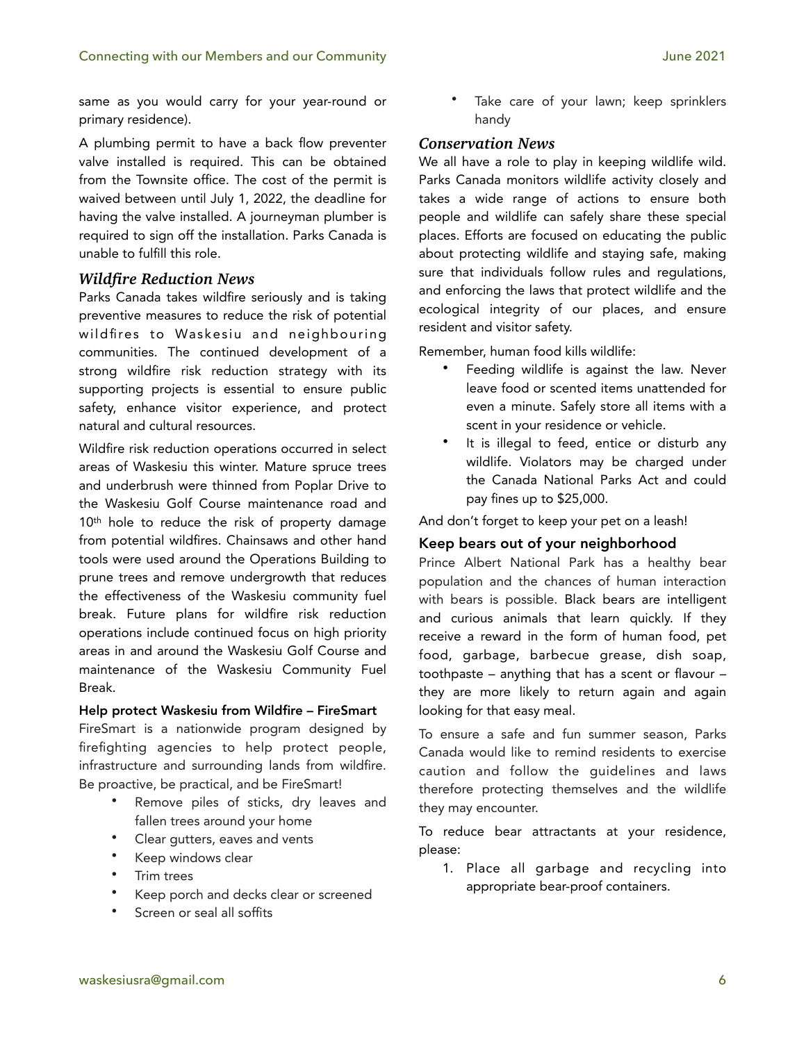same as you would carry for your year-round or primary residence).

A plumbing permit to have a back flow preventer valve installed is required. This can be obtained from the Townsite office. The cost of the permit is waived between until July 1, 2022, the deadline for having the valve installed. A journeyman plumber is required to sign off the installation. Parks Canada is unable to fulfill this role.

### *Wildfire Reduction News*

Parks Canada takes wildfire seriously and is taking preventive measures to reduce the risk of potential wildfires to Waskesiu and neighbouring communities. The continued development of a strong wildfire risk reduction strategy with its supporting projects is essential to ensure public safety, enhance visitor experience, and protect natural and cultural resources.

Wildfire risk reduction operations occurred in select areas of Waskesiu this winter. Mature spruce trees and underbrush were thinned from Poplar Drive to the Waskesiu Golf Course maintenance road and 10th hole to reduce the risk of property damage from potential wildfires. Chainsaws and other hand tools were used around the Operations Building to prune trees and remove undergrowth that reduces the effectiveness of the Waskesiu community fuel break. Future plans for wildfire risk reduction operations include continued focus on high priority areas in and around the Waskesiu Golf Course and maintenance of the Waskesiu Community Fuel Break.

#### Help protect Waskesiu from Wildfire – FireSmart

FireSmart is a nationwide program designed by firefighting agencies to help protect people, infrastructure and surrounding lands from wildfire. Be proactive, be practical, and be FireSmart!

- Remove piles of sticks, dry leaves and fallen trees around your home
- Clear gutters, eaves and vents
- Keep windows clear
- Trim trees
- Keep porch and decks clear or screened
- Screen or seal all soffits
- Take care of your lawn; keep sprinklers handy

### *Conservation News*

We all have a role to play in keeping wildlife wild. Parks Canada monitors wildlife activity closely and takes a wide range of actions to ensure both people and wildlife can safely share these special places. Efforts are focused on educating the public about protecting wildlife and staying safe, making sure that individuals follow rules and regulations, and enforcing the laws that protect wildlife and the ecological integrity of our places, and ensure resident and visitor safety.

Remember, human food kills wildlife:

- Feeding wildlife is against the law. Never leave food or scented items unattended for even a minute. Safely store all items with a scent in your residence or vehicle.
- It is illegal to feed, entice or disturb any wildlife. Violators may be charged under the Canada National Parks Act and could pay fines up to $25,000.

And don't forget to keep your pet on a leash!

#### Keep bears out of your neighborhood

Prince Albert National Park has a healthy bear population and the chances of human interaction with bears is possible. Black bears are intelligent and curious animals that learn quickly. If they receive a reward in the form of human food, pet food, garbage, barbecue grease, dish soap, toothpaste – anything that has a scent or flavour – they are more likely to return again and again looking for that easy meal.

To ensure a safe and fun summer season, Parks Canada would like to remind residents to exercise caution and follow the guidelines and laws therefore protecting themselves and the wildlife they may encounter.

To reduce bear attractants at your residence, please:

1. Place all garbage and recycling into appropriate bear-proof containers.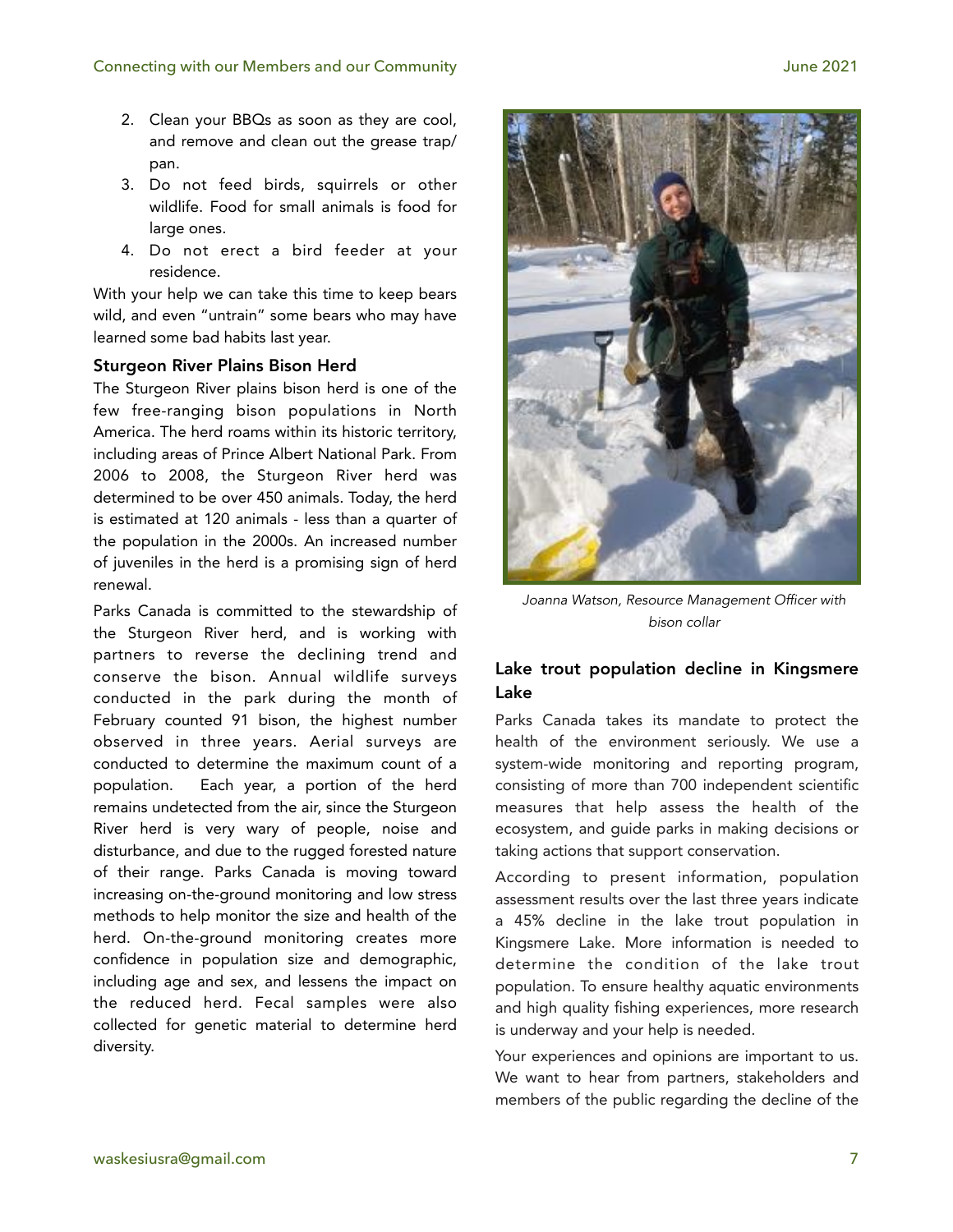2. Clean your BBQs as soon as they are cool, and remove and clean out the grease trap/pan.
3. Do not feed birds, squirrels or other wildlife. Food for small animals is food for large ones.
4. Do not erect a bird feeder at your residence.

With your help we can take this time to keep bears wild, and even "untrain" some bears who may have learned some bad habits last year.

### Sturgeon River Plains Bison Herd

The Sturgeon River plains bison herd is one of the few free-ranging bison populations in North America. The herd roams within its historic territory, including areas of Prince Albert National Park. From 2006 to 2008, the Sturgeon River herd was determined to be over 450 animals. Today, the herd is estimated at 120 animals - less than a quarter of the population in the 2000s. An increased number of juveniles in the herd is a promising sign of herd renewal.

Parks Canada is committed to the stewardship of the Sturgeon River herd, and is working with partners to reverse the declining trend and conserve the bison. Annual wildlife surveys conducted in the park during the month of February counted 91 bison, the highest number observed in three years. Aerial surveys are conducted to determine the maximum count of a population. Each year, a portion of the herd remains undetected from the air, since the Sturgeon River herd is very wary of people, noise and disturbance, and due to the rugged forested nature of their range. Parks Canada is moving toward increasing on-the-ground monitoring and low stress methods to help monitor the size and health of the herd. On-the-ground monitoring creates more confidence in population size and demographic, including age and sex, and lessens the impact on the reduced herd. Fecal samples were also collected for genetic material to determine herd diversity.

*Joanna Watson, Resource Management Officer with bison collar*

### Lake trout population decline in Kingsmere Lake

Parks Canada takes its mandate to protect the health of the environment seriously. We use a system-wide monitoring and reporting program, consisting of more than 700 independent scientific measures that help assess the health of the ecosystem, and guide parks in making decisions or taking actions that support conservation.

According to present information, population assessment results over the last three years indicate a 45% decline in the lake trout population in Kingsmere Lake. More information is needed to determine the condition of the lake trout population. To ensure healthy aquatic environments and high quality fishing experiences, more research is underway and your help is needed.

Your experiences and opinions are important to us. We want to hear from partners, stakeholders and members of the public regarding the decline of the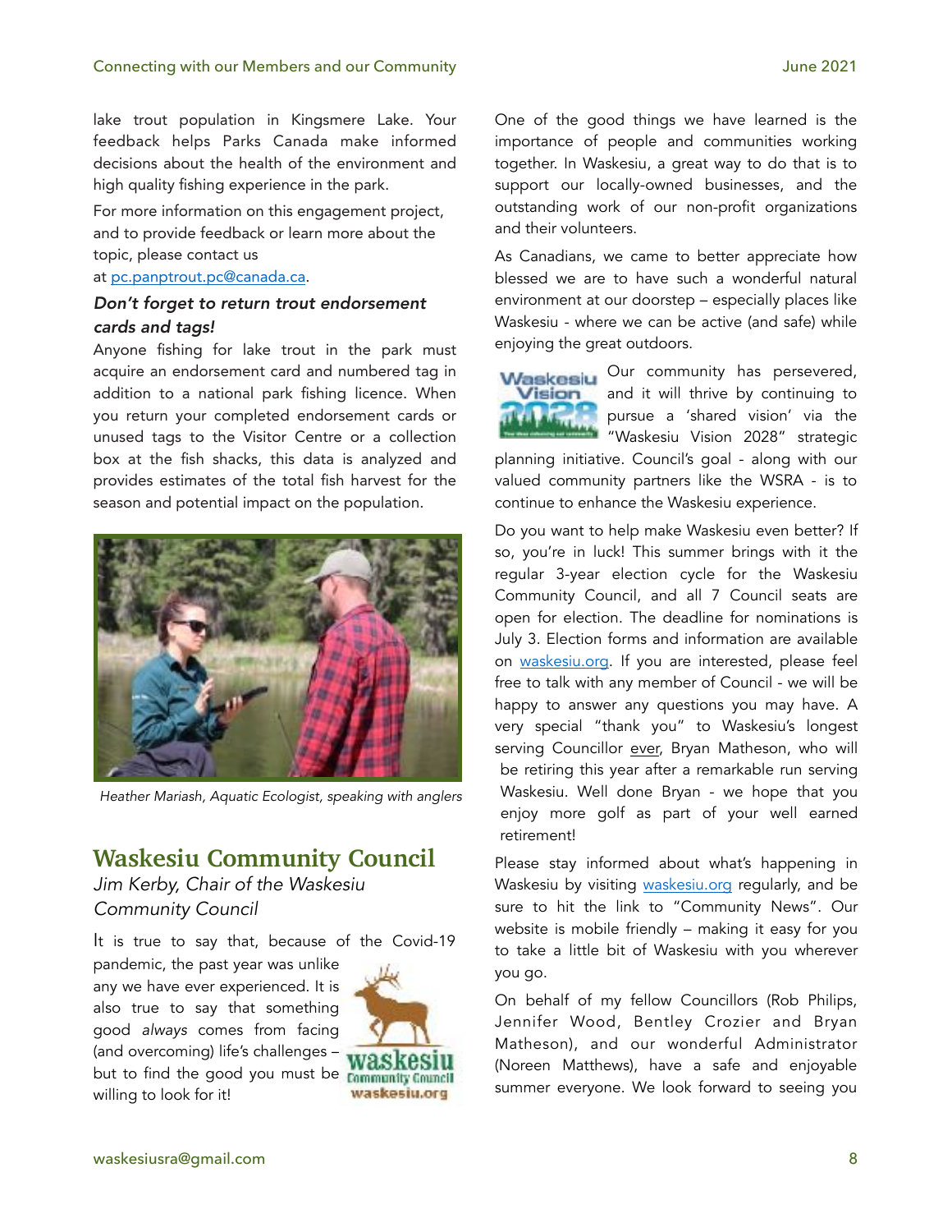lake trout population in Kingsmere Lake. Your feedback helps Parks Canada make informed decisions about the health of the environment and high quality fishing experience in the park.

For more information on this engagement project, and to provide feedback or learn more about the topic, please contact us at pc.panptrout.pc@canada.ca.

***Don't forget to return trout endorsement cards and tags!***

Anyone fishing for lake trout in the park must acquire an endorsement card and numbered tag in addition to a national park fishing licence. When you return your completed endorsement cards or unused tags to the Visitor Centre or a collection box at the fish shacks, this data is analyzed and provides estimates of the total fish harvest for the season and potential impact on the population.

*Heather Mariash, Aquatic Ecologist, speaking with anglers*

## Waskesiu Community Council

*Jim Kerby, Chair of the Waskesiu Community Council*

It is true to say that, because of the Covid-19 pandemic, the past year was unlike any we have ever experienced. It is also true to say that something good *always* comes from facing (and overcoming) life's challenges – but to find the good you must be willing to look for it!

One of the good things we have learned is the importance of people and communities working together. In Waskesiu, a great way to do that is to support our locally-owned businesses, and the outstanding work of our non-profit organizations and their volunteers.

As Canadians, we came to better appreciate how blessed we are to have such a wonderful natural environment at our doorstep – especially places like Waskesiu - where we can be active (and safe) while enjoying the great outdoors.

Our community has persevered, and it will thrive by continuing to pursue a 'shared vision' via the "Waskesiu Vision 2028" strategic planning initiative. Council's goal - along with our valued community partners like the WSRA - is to continue to enhance the Waskesiu experience.

Do you want to help make Waskesiu even better? If so, you're in luck! This summer brings with it the regular 3-year election cycle for the Waskesiu Community Council, and all 7 Council seats are open for election. The deadline for nominations is July 3. Election forms and information are available on waskesiu.org. If you are interested, please feel free to talk with any member of Council - we will be happy to answer any questions you may have. A very special "thank you" to Waskesiu's longest serving Councillor ever, Bryan Matheson, who will be retiring this year after a remarkable run serving Waskesiu. Well done Bryan - we hope that you enjoy more golf as part of your well earned retirement!

Please stay informed about what's happening in Waskesiu by visiting waskesiu.org regularly, and be sure to hit the link to "Community News". Our website is mobile friendly – making it easy for you to take a little bit of Waskesiu with you wherever you go.

On behalf of my fellow Councillors (Rob Philips, Jennifer Wood, Bentley Crozier and Bryan Matheson), and our wonderful Administrator (Noreen Matthews), have a safe and enjoyable summer everyone. We look forward to seeing you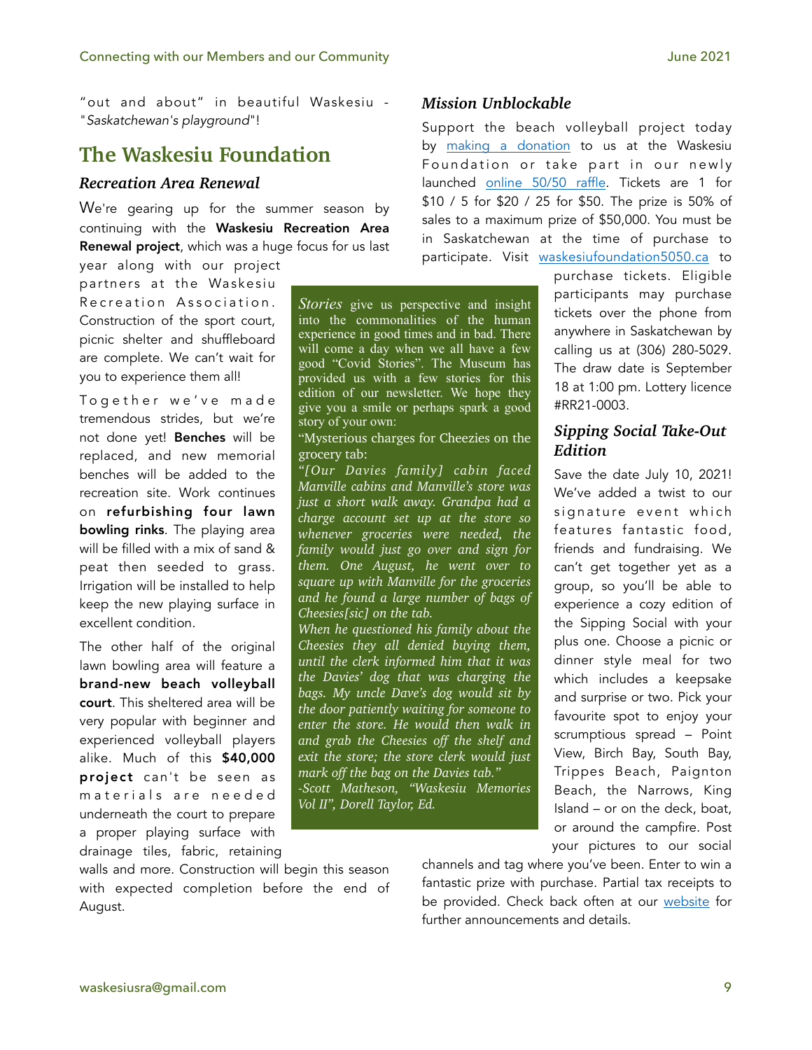"out and about" in beautiful Waskesiu - "*Saskatchewan's playground*"!

## The Waskesiu Foundation

### *Recreation Area Renewal*

We're gearing up for the summer season by continuing with the **Waskesiu Recreation Area Renewal project**, which was a huge focus for us last year along with our project partners at the Waskesiu Recreation Association. Construction of the sport court, picnic shelter and shuffleboard are complete. We can't wait for you to experience them all!

Together we've made tremendous strides, but we're not done yet! **Benches** will be replaced, and new memorial benches will be added to the recreation site. Work continues on **refurbishing four lawn bowling rinks**. The playing area will be filled with a mix of sand & peat then seeded to grass. Irrigation will be installed to help keep the new playing surface in excellent condition.

The other half of the original lawn bowling area will feature a **brand-new beach volleyball court**. This sheltered area will be very popular with beginner and experienced volleyball players alike. Much of this **$40,000 project** can't be seen as materials are needed underneath the court to prepare a proper playing surface with drainage tiles, fabric, retaining walls and more. Construction will begin this season with expected completion before the end of August.

*Stories* give us perspective and insight into the commonalities of the human experience in good times and in bad. There will come a day when we all have a few good "Covid Stories". The Museum has provided us with a few stories for this edition of our newsletter. We hope they give you a smile or perhaps spark a good story of your own:

"Mysterious charges for Cheezies on the grocery tab:

*"[Our Davies family] cabin faced Manville cabins and Manville's store was just a short walk away. Grandpa had a charge account set up at the store so whenever groceries were needed, the family would just go over and sign for them. One August, he went over to square up with Manville for the groceries and he found a large number of bags of Cheesies[sic] on the tab.*

*When he questioned his family about the Cheesies they all denied buying them, until the clerk informed him that it was the Davies' dog that was charging the bags. My uncle Dave's dog would sit by the door patiently waiting for someone to enter the store. He would then walk in and grab the Cheesies off the shelf and exit the store; the store clerk would just mark off the bag on the Davies tab."*

*-Scott Matheson, "Waskesiu Memories Vol II", Dorell Taylor, Ed.*

### *Mission Unblockable*

Support the beach volleyball project today by making a donation to us at the Waskesiu Foundation or take part in our newly launched online 50/50 raffle. Tickets are 1 for $10 / 5 for $20 / 25 for $50. The prize is 50% of sales to a maximum prize of $50,000. You must be in Saskatchewan at the time of purchase to participate. Visit waskesiufoundation5050.ca to purchase tickets. Eligible participants may purchase tickets over the phone from anywhere in Saskatchewan by calling us at (306) 280-5029. The draw date is September 18 at 1:00 pm. Lottery licence #RR21-0003.

### *Sipping Social Take-Out Edition*

Save the date July 10, 2021! We've added a twist to our signature event which features fantastic food, friends and fundraising. We can't get together yet as a group, so you'll be able to experience a cozy edition of the Sipping Social with your plus one. Choose a picnic or dinner style meal for two which includes a keepsake and surprise or two. Pick your favourite spot to enjoy your scrumptious spread – Point View, Birch Bay, South Bay, Trippes Beach, Paignton Beach, the Narrows, King Island – or on the deck, boat, or around the campfire. Post your pictures to our social channels and tag where you've been. Enter to win a fantastic prize with purchase. Partial tax receipts to be provided. Check back often at our website for further announcements and details.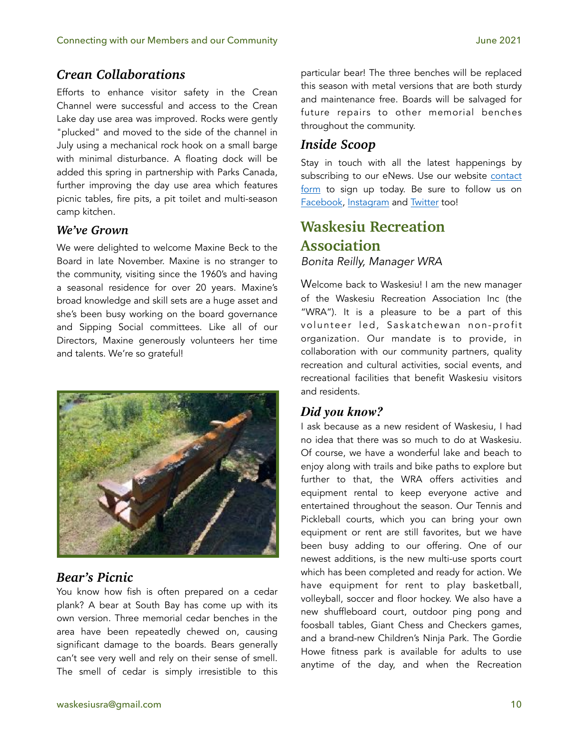### *Crean Collaborations*

Efforts to enhance visitor safety in the Crean Channel were successful and access to the Crean Lake day use area was improved. Rocks were gently "plucked" and moved to the side of the channel in July using a mechanical rock hook on a small barge with minimal disturbance. A floating dock will be added this spring in partnership with Parks Canada, further improving the day use area which features picnic tables, fire pits, a pit toilet and multi-season camp kitchen.

### *We've Grown*

We were delighted to welcome Maxine Beck to the Board in late November. Maxine is no stranger to the community, visiting since the 1960's and having a seasonal residence for over 20 years. Maxine's broad knowledge and skill sets are a huge asset and she's been busy working on the board governance and Sipping Social committees. Like all of our Directors, Maxine generously volunteers her time and talents. We're so grateful!

### *Bear's Picnic*

You know how fish is often prepared on a cedar plank? A bear at South Bay has come up with its own version. Three memorial cedar benches in the area have been repeatedly chewed on, causing significant damage to the boards. Bears generally can't see very well and rely on their sense of smell. The smell of cedar is simply irresistible to this particular bear! The three benches will be replaced this season with metal versions that are both sturdy and maintenance free. Boards will be salvaged for future repairs to other memorial benches throughout the community.

### *Inside Scoop*

Stay in touch with all the latest happenings by subscribing to our eNews. Use our website [contact form] to sign up today. Be sure to follow us on [Facebook], [Instagram] and [Twitter] too!

## Waskesiu Recreation Association

*Bonita Reilly, Manager WRA*

Welcome back to Waskesiu! I am the new manager of the Waskesiu Recreation Association Inc (the "WRA"). It is a pleasure to be a part of this volunteer led, Saskatchewan non-profit organization. Our mandate is to provide, in collaboration with our community partners, quality recreation and cultural activities, social events, and recreational facilities that benefit Waskesiu visitors and residents.

### *Did you know?*

I ask because as a new resident of Waskesiu, I had no idea that there was so much to do at Waskesiu. Of course, we have a wonderful lake and beach to enjoy along with trails and bike paths to explore but further to that, the WRA offers activities and equipment rental to keep everyone active and entertained throughout the season. Our Tennis and Pickleball courts, which you can bring your own equipment or rent are still favorites, but we have been busy adding to our offering. One of our newest additions, is the new multi-use sports court which has been completed and ready for action. We have equipment for rent to play basketball, volleyball, soccer and floor hockey. We also have a new shuffleboard court, outdoor ping pong and foosball tables, Giant Chess and Checkers games, and a brand-new Children's Ninja Park. The Gordie Howe fitness park is available for adults to use anytime of the day, and when the Recreation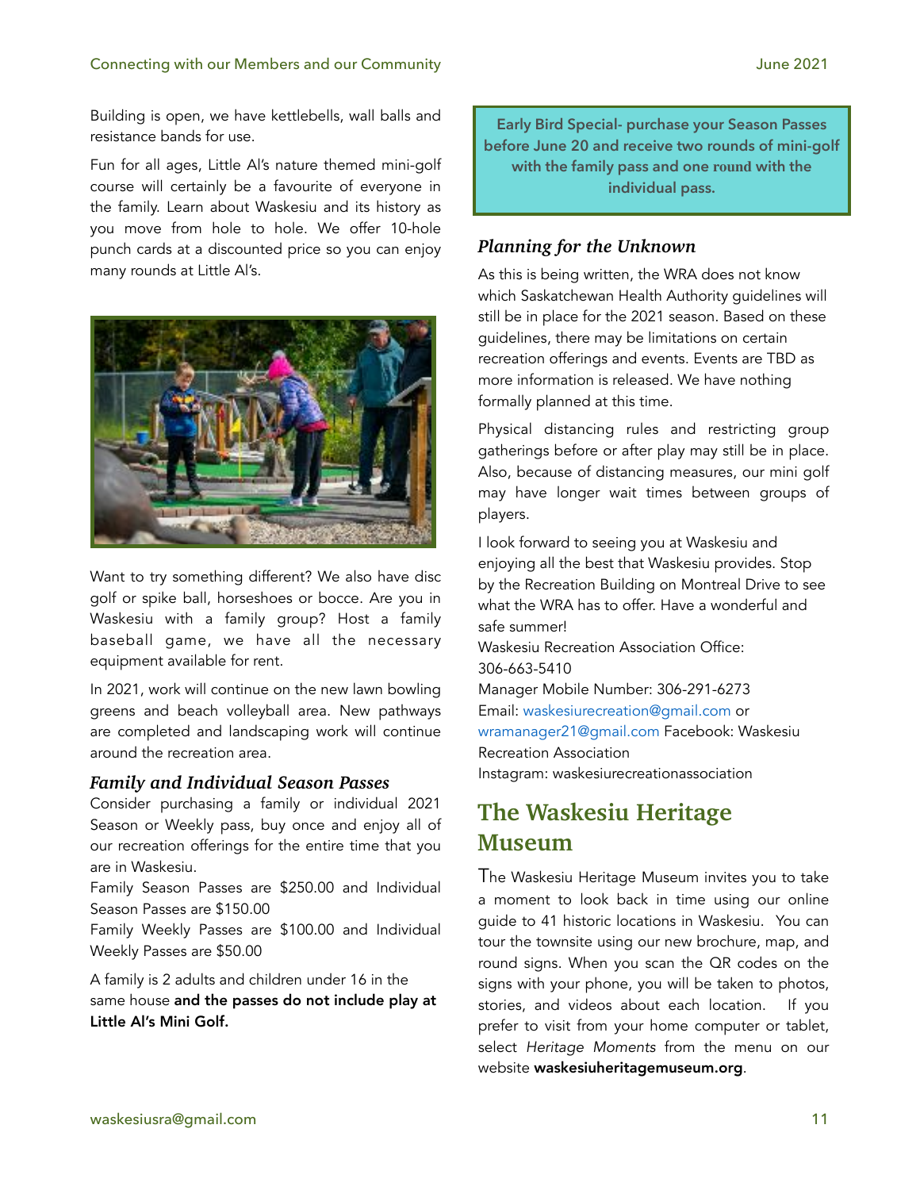Building is open, we have kettlebells, wall balls and resistance bands for use.

Fun for all ages, Little Al's nature themed mini-golf course will certainly be a favourite of everyone in the family. Learn about Waskesiu and its history as you move from hole to hole. We offer 10-hole punch cards at a discounted price so you can enjoy many rounds at Little Al's.

Want to try something different? We also have disc golf or spike ball, horseshoes or bocce. Are you in Waskesiu with a family group? Host a family baseball game, we have all the necessary equipment available for rent.

In 2021, work will continue on the new lawn bowling greens and beach volleyball area. New pathways are completed and landscaping work will continue around the recreation area.

### *Family and Individual Season Passes*

Consider purchasing a family or individual 2021 Season or Weekly pass, buy once and enjoy all of our recreation offerings for the entire time that you are in Waskesiu.

Family Season Passes are $250.00 and Individual Season Passes are $150.00

Family Weekly Passes are $100.00 and Individual Weekly Passes are $50.00

A family is 2 adults and children under 16 in the same house **and the passes do not include play at Little Al's Mini Golf.**

**Early Bird Special- purchase your Season Passes before June 20 and receive two rounds of mini-golf with the family pass and one round with the individual pass.**

### *Planning for the Unknown*

As this is being written, the WRA does not know which Saskatchewan Health Authority guidelines will still be in place for the 2021 season. Based on these guidelines, there may be limitations on certain recreation offerings and events. Events are TBD as more information is released. We have nothing formally planned at this time.

Physical distancing rules and restricting group gatherings before or after play may still be in place. Also, because of distancing measures, our mini golf may have longer wait times between groups of players.

I look forward to seeing you at Waskesiu and enjoying all the best that Waskesiu provides. Stop by the Recreation Building on Montreal Drive to see what the WRA has to offer. Have a wonderful and safe summer!

Waskesiu Recreation Association Office: 306-663-5410
Manager Mobile Number: 306-291-6273
Email: waskesiurecreation@gmail.com or wramanager21@gmail.com Facebook: Waskesiu Recreation Association
Instagram: waskesiurecreationassociation

## The Waskesiu Heritage Museum

The Waskesiu Heritage Museum invites you to take a moment to look back in time using our online guide to 41 historic locations in Waskesiu. You can tour the townsite using our new brochure, map, and round signs. When you scan the QR codes on the signs with your phone, you will be taken to photos, stories, and videos about each location. If you prefer to visit from your home computer or tablet, select *Heritage Moments* from the menu on our website **waskesiuheritagemuseum.org**.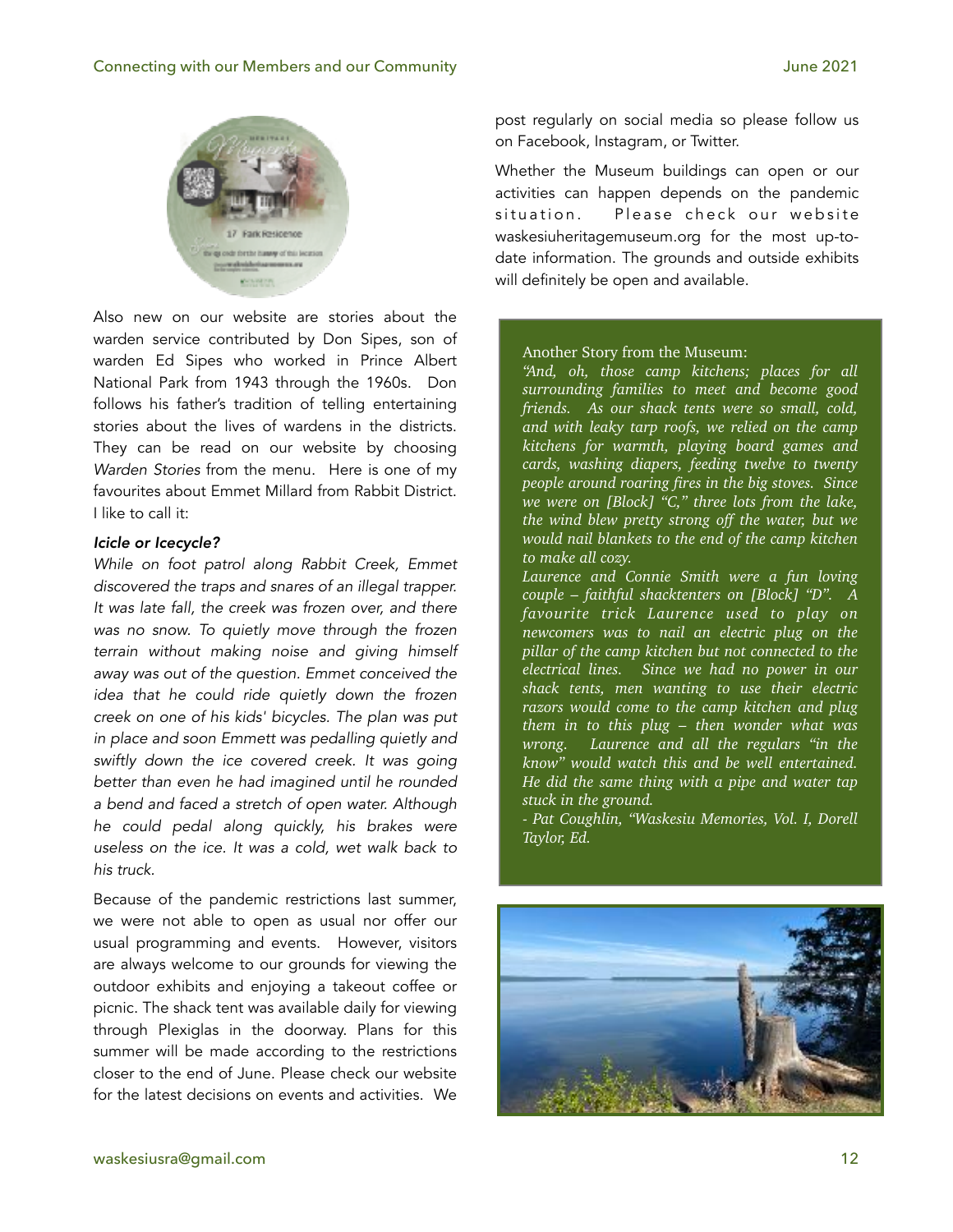Also new on our website are stories about the warden service contributed by Don Sipes, son of warden Ed Sipes who worked in Prince Albert National Park from 1943 through the 1960s. Don follows his father's tradition of telling entertaining stories about the lives of wardens in the districts. They can be read on our website by choosing *Warden Stories* from the menu. Here is one of my favourites about Emmet Millard from Rabbit District. I like to call it:

***Icicle or Icecycle?***

*While on foot patrol along Rabbit Creek, Emmet discovered the traps and snares of an illegal trapper. It was late fall, the creek was frozen over, and there was no snow. To quietly move through the frozen terrain without making noise and giving himself away was out of the question. Emmet conceived the idea that he could ride quietly down the frozen creek on one of his kids' bicycles. The plan was put in place and soon Emmett was pedalling quietly and swiftly down the ice covered creek. It was going better than even he had imagined until he rounded a bend and faced a stretch of open water. Although he could pedal along quickly, his brakes were useless on the ice. It was a cold, wet walk back to his truck.*

Because of the pandemic restrictions last summer, we were not able to open as usual nor offer our usual programming and events. However, visitors are always welcome to our grounds for viewing the outdoor exhibits and enjoying a takeout coffee or picnic. The shack tent was available daily for viewing through Plexiglas in the doorway. Plans for this summer will be made according to the restrictions closer to the end of June. Please check our website for the latest decisions on events and activities. We post regularly on social media so please follow us on Facebook, Instagram, or Twitter.

Whether the Museum buildings can open or our activities can happen depends on the pandemic situation. Please check our website waskesiuheritagemuseum.org for the most up-to-date information. The grounds and outside exhibits will definitely be open and available.

Another Story from the Museum:

*"And, oh, those camp kitchens; places for all surrounding families to meet and become good friends. As our shack tents were so small, cold, and with leaky tarp roofs, we relied on the camp kitchens for warmth, playing board games and cards, washing diapers, feeding twelve to twenty people around roaring fires in the big stoves. Since we were on [Block] "C," three lots from the lake, the wind blew pretty strong off the water, but we would nail blankets to the end of the camp kitchen to make all cozy.*

*Laurence and Connie Smith were a fun loving couple – faithful shacktenters on [Block] "D". A favourite trick Laurence used to play on newcomers was to nail an electric plug on the pillar of the camp kitchen but not connected to the electrical lines. Since we had no power in our shack tents, men wanting to use their electric razors would come to the camp kitchen and plug them in to this plug – then wonder what was wrong. Laurence and all the regulars "in the know" would watch this and be well entertained. He did the same thing with a pipe and water tap stuck in the ground.*

*- Pat Coughlin, "Waskesiu Memories, Vol. I, Dorell Taylor, Ed.*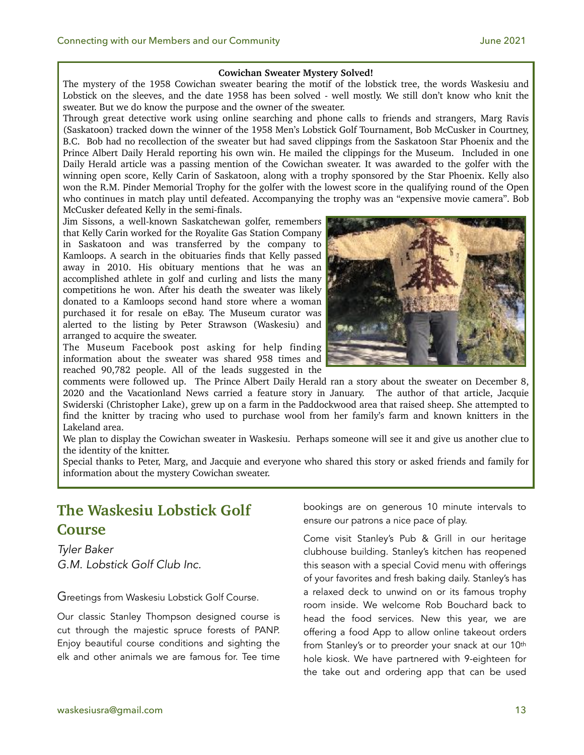**Cowichan Sweater Mystery Solved!**

The mystery of the 1958 Cowichan sweater bearing the motif of the lobstick tree, the words Waskesiu and Lobstick on the sleeves, and the date 1958 has been solved - well mostly. We still don't know who knit the sweater. But we do know the purpose and the owner of the sweater.

Through great detective work using online searching and phone calls to friends and strangers, Marg Ravis (Saskatoon) tracked down the winner of the 1958 Men's Lobstick Golf Tournament, Bob McCusker in Courtney, B.C. Bob had no recollection of the sweater but had saved clippings from the Saskatoon Star Phoenix and the Prince Albert Daily Herald reporting his own win. He mailed the clippings for the Museum. Included in one Daily Herald article was a passing mention of the Cowichan sweater. It was awarded to the golfer with the winning open score, Kelly Carin of Saskatoon, along with a trophy sponsored by the Star Phoenix. Kelly also won the R.M. Pinder Memorial Trophy for the golfer with the lowest score in the qualifying round of the Open who continues in match play until defeated. Accompanying the trophy was an "expensive movie camera". Bob McCusker defeated Kelly in the semi-finals.

Jim Sissons, a well-known Saskatchewan golfer, remembers that Kelly Carin worked for the Royalite Gas Station Company in Saskatoon and was transferred by the company to Kamloops. A search in the obituaries finds that Kelly passed away in 2010. His obituary mentions that he was an accomplished athlete in golf and curling and lists the many competitions he won. After his death the sweater was likely donated to a Kamloops second hand store where a woman purchased it for resale on eBay. The Museum curator was alerted to the listing by Peter Strawson (Waskesiu) and arranged to acquire the sweater.

The Museum Facebook post asking for help finding information about the sweater was shared 958 times and reached 90,782 people. All of the leads suggested in the comments were followed up. The Prince Albert Daily Herald ran a story about the sweater on December 8, 2020 and the Vacationland News carried a feature story in January. The author of that article, Jacquie Swiderski (Christopher Lake), grew up on a farm in the Paddockwood area that raised sheep. She attempted to find the knitter by tracing who used to purchase wool from her family's farm and known knitters in the Lakeland area.

We plan to display the Cowichan sweater in Waskesiu. Perhaps someone will see it and give us another clue to the identity of the knitter.

Special thanks to Peter, Marg, and Jacquie and everyone who shared this story or asked friends and family for information about the mystery Cowichan sweater.

## The Waskesiu Lobstick Golf Course

*Tyler Baker*
*G.M. Lobstick Golf Club Inc.*

Greetings from Waskesiu Lobstick Golf Course.

Our classic Stanley Thompson designed course is cut through the majestic spruce forests of PANP. Enjoy beautiful course conditions and sighting the elk and other animals we are famous for. Tee time bookings are on generous 10 minute intervals to ensure our patrons a nice pace of play.

Come visit Stanley's Pub & Grill in our heritage clubhouse building. Stanley's kitchen has reopened this season with a special Covid menu with offerings of your favorites and fresh baking daily. Stanley's has a relaxed deck to unwind on or its famous trophy room inside. We welcome Rob Bouchard back to head the food services. New this year, we are offering a food App to allow online takeout orders from Stanley's or to preorder your snack at our 10th hole kiosk. We have partnered with 9-eighteen for the take out and ordering app that can be used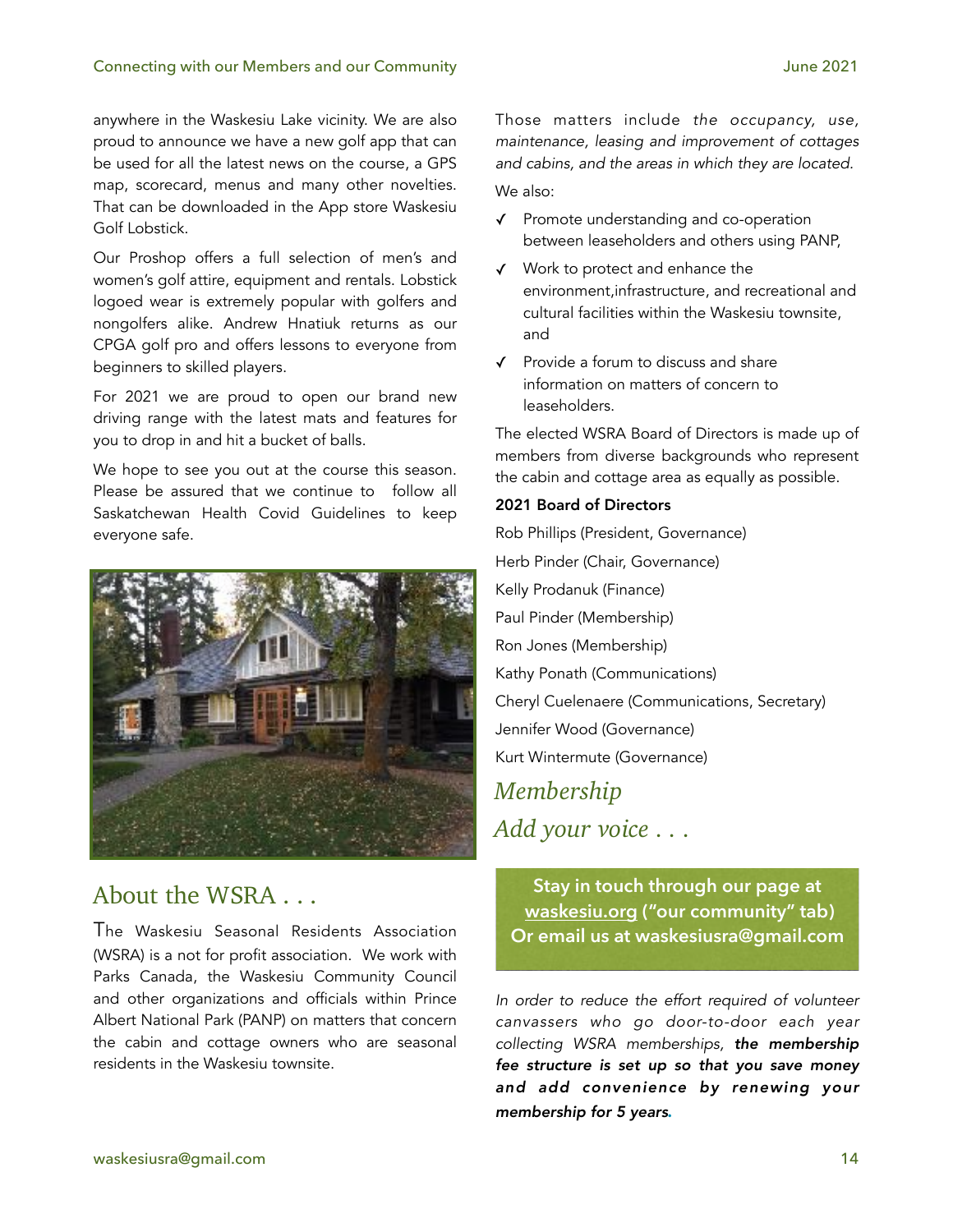anywhere in the Waskesiu Lake vicinity. We are also proud to announce we have a new golf app that can be used for all the latest news on the course, a GPS map, scorecard, menus and many other novelties. That can be downloaded in the App store Waskesiu Golf Lobstick.

Our Proshop offers a full selection of men's and women's golf attire, equipment and rentals. Lobstick logoed wear is extremely popular with golfers and nongolfers alike. Andrew Hnatiuk returns as our CPGA golf pro and offers lessons to everyone from beginners to skilled players.

For 2021 we are proud to open our brand new driving range with the latest mats and features for you to drop in and hit a bucket of balls.

We hope to see you out at the course this season. Please be assured that we continue to follow all Saskatchewan Health Covid Guidelines to keep everyone safe.

## About the WSRA . . .

The Waskesiu Seasonal Residents Association (WSRA) is a not for profit association. We work with Parks Canada, the Waskesiu Community Council and other organizations and officials within Prince Albert National Park (PANP) on matters that concern the cabin and cottage owners who are seasonal residents in the Waskesiu townsite.

Those matters include *the occupancy, use, maintenance, leasing and improvement of cottages and cabins, and the areas in which they are located.*

We also:

- ✓ Promote understanding and co-operation between leaseholders and others using PANP,
- ✓ Work to protect and enhance the environment,infrastructure, and recreational and cultural facilities within the Waskesiu townsite, and
- ✓ Provide a forum to discuss and share information on matters of concern to leaseholders.

The elected WSRA Board of Directors is made up of members from diverse backgrounds who represent the cabin and cottage area as equally as possible.

**2021 Board of Directors**

Rob Phillips (President, Governance)

Herb Pinder (Chair, Governance)

Kelly Prodanuk (Finance)

Paul Pinder (Membership)

Ron Jones (Membership)

Kathy Ponath (Communications)

Cheryl Cuelenaere (Communications, Secretary)

Jennifer Wood (Governance)

Kurt Wintermute (Governance)

## *Membership*

## *Add your voice . . .*

**Stay in touch through our page at waskesiu.org ("our community" tab) Or email us at waskesiusra@gmail.com**

*In order to reduce the effort required of volunteer canvassers who go door-to-door each year collecting WSRA memberships,* ***the membership fee structure is set up so that you save money and add convenience by renewing your membership for 5 years.***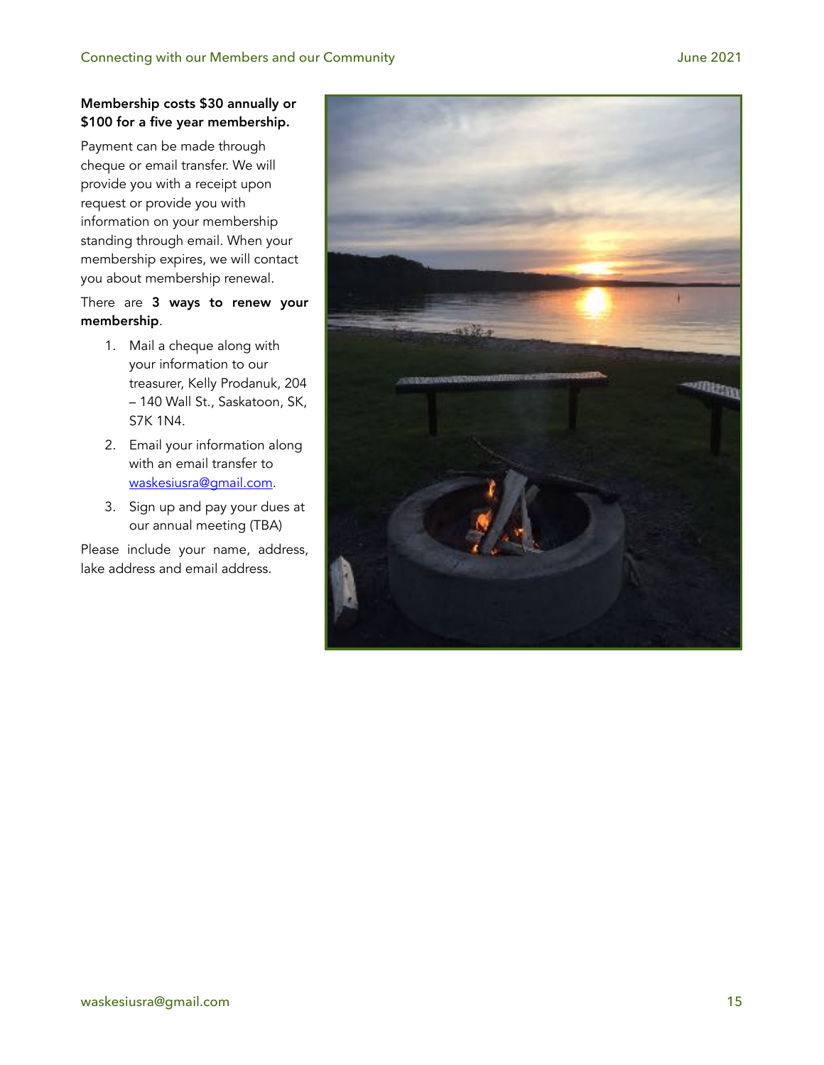**Membership costs $30 annually or $100 for a five year membership.**

Payment can be made through cheque or email transfer. We will provide you with a receipt upon request or provide you with information on your membership standing through email. When your membership expires, we will contact you about membership renewal.

There are **3 ways to renew your membership**.

1. Mail a cheque along with your information to our treasurer, Kelly Prodanuk, 204 – 140 Wall St., Saskatoon, SK, S7K 1N4.
2. Email your information along with an email transfer to waskesiusra@gmail.com.
3. Sign up and pay your dues at our annual meeting (TBA)

Please include your name, address, lake address and email address.